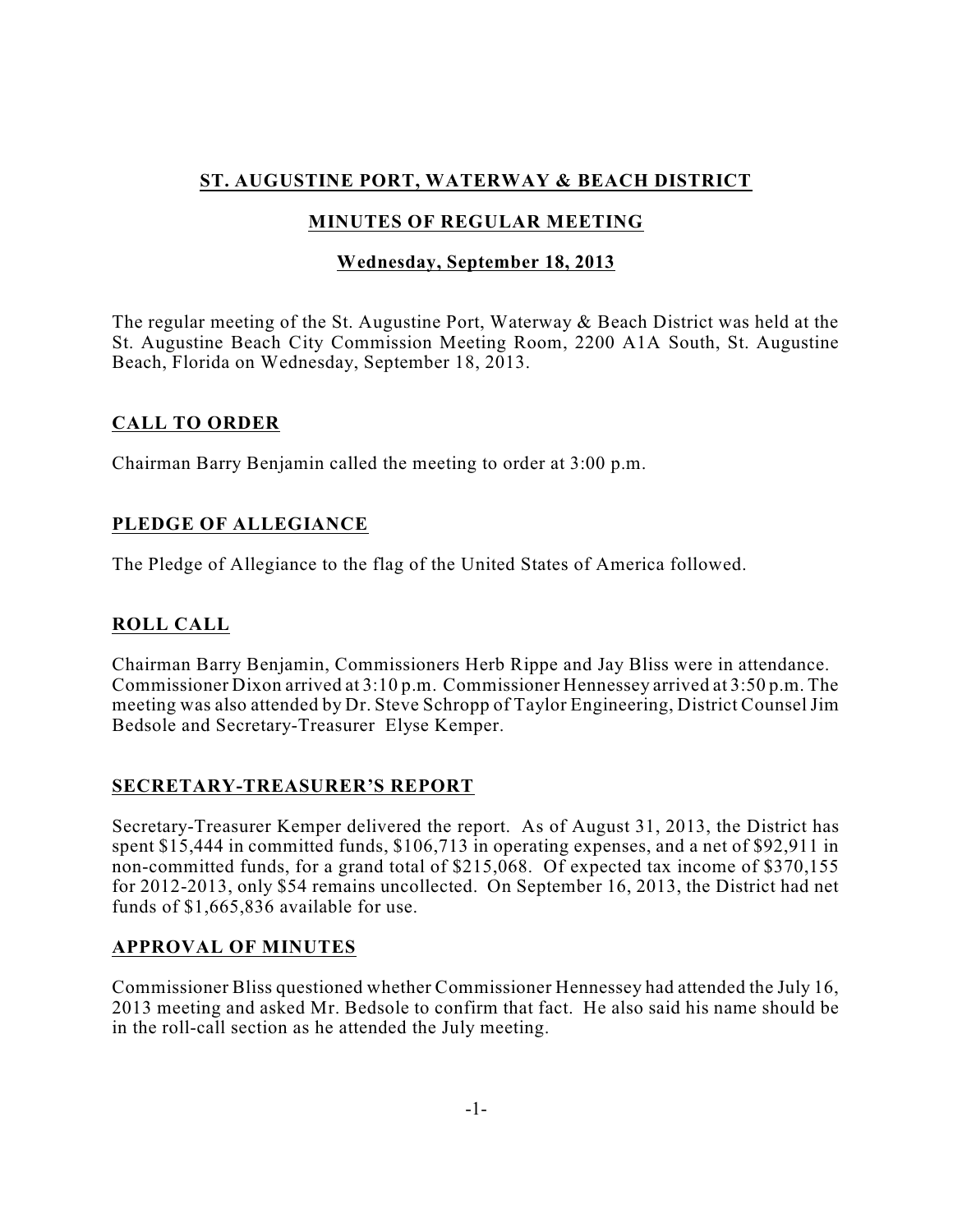# ST. AUGUSTINE PORT, WATERWAY & BEACH DISTRICT

## MINUTES OF REGULAR MEETING

### Wednesday, September 18, 2013

The regular meeting of the St. Augustine Port, Waterway & Beach District was held at the St. Augustine Beach City Commission Meeting Room, 2200 A1A South, St. Augustine Beach, Florida on Wednesday, September 18, 2013.

## CALL TO ORDER

Chairman Barry Benjamin called the meeting to order at 3:00 p.m.

## PLEDGE OF ALLEGIANCE

The Pledge of Allegiance to the flag of the United States of America followed.

## ROLL CALL

Chairman Barry Benjamin, Commissioners Herb Rippe and Jay Bliss were in attendance. Commissioner Dixon arrived at 3:10 p.m. Commissioner Hennessey arrived at 3:50 p.m. The meeting was also attended by Dr. Steve Schropp of Taylor Engineering, District Counsel Jim Bedsole and Secretary-Treasurer Elyse Kemper.

## SECRETARY-TREASURER'S REPORT

Secretary-Treasurer Kemper delivered the report. As of August 31, 2013, the District has spent $15,444 in committed funds, $106,713 in operating expenses, and a net of $92,911 in non-committed funds, for a grand total of $215,068. Of expected tax income of $370,155 for 2012-2013, only $54 remains uncollected. On September 16, 2013, the District had net funds of $1,665,836 available for use.

## APPROVAL OF MINUTES

Commissioner Bliss questioned whether Commissioner Hennessey had attended the July 16, 2013 meeting and asked Mr. Bedsole to confirm that fact. He also said his name should be in the roll-call section as he attended the July meeting.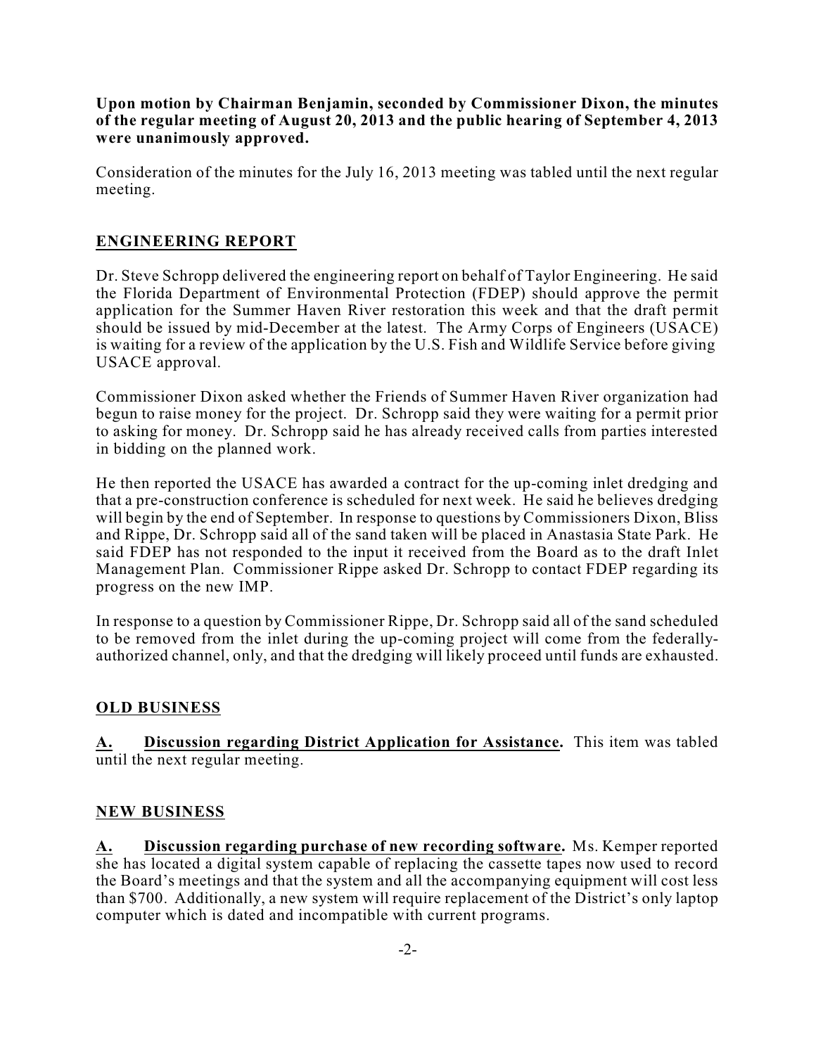**Upon motion by Chairman Benjamin, seconded by Commissioner Dixon, the minutes of the regular meeting of August 20, 2013 and the public hearing of September 4, 2013 were unanimously approved.**

Consideration of the minutes for the July 16, 2013 meeting was tabled until the next regular meeting.

## ENGINEERING REPORT

Dr. Steve Schropp delivered the engineering report on behalf of Taylor Engineering. He said the Florida Department of Environmental Protection (FDEP) should approve the permit application for the Summer Haven River restoration this week and that the draft permit should be issued by mid-December at the latest. The Army Corps of Engineers (USACE) is waiting for a review of the application by the U.S. Fish and Wildlife Service before giving USACE approval.

Commissioner Dixon asked whether the Friends of Summer Haven River organization had begun to raise money for the project. Dr. Schropp said they were waiting for a permit prior to asking for money. Dr. Schropp said he has already received calls from parties interested in bidding on the planned work.

He then reported the USACE has awarded a contract for the up-coming inlet dredging and that a pre-construction conference is scheduled for next week. He said he believes dredging will begin by the end of September. In response to questions by Commissioners Dixon, Bliss and Rippe, Dr. Schropp said all of the sand taken will be placed in Anastasia State Park. He said FDEP has not responded to the input it received from the Board as to the draft Inlet Management Plan. Commissioner Rippe asked Dr. Schropp to contact FDEP regarding its progress on the new IMP.

In response to a question by Commissioner Rippe, Dr. Schropp said all of the sand scheduled to be removed from the inlet during the up-coming project will come from the federally-authorized channel, only, and that the dredging will likely proceed until funds are exhausted.

## OLD BUSINESS

**A. Discussion regarding District Application for Assistance.** This item was tabled until the next regular meeting.

## NEW BUSINESS

**A. Discussion regarding purchase of new recording software.** Ms. Kemper reported she has located a digital system capable of replacing the cassette tapes now used to record the Board's meetings and that the system and all the accompanying equipment will cost less than $700. Additionally, a new system will require replacement of the District's only laptop computer which is dated and incompatible with current programs.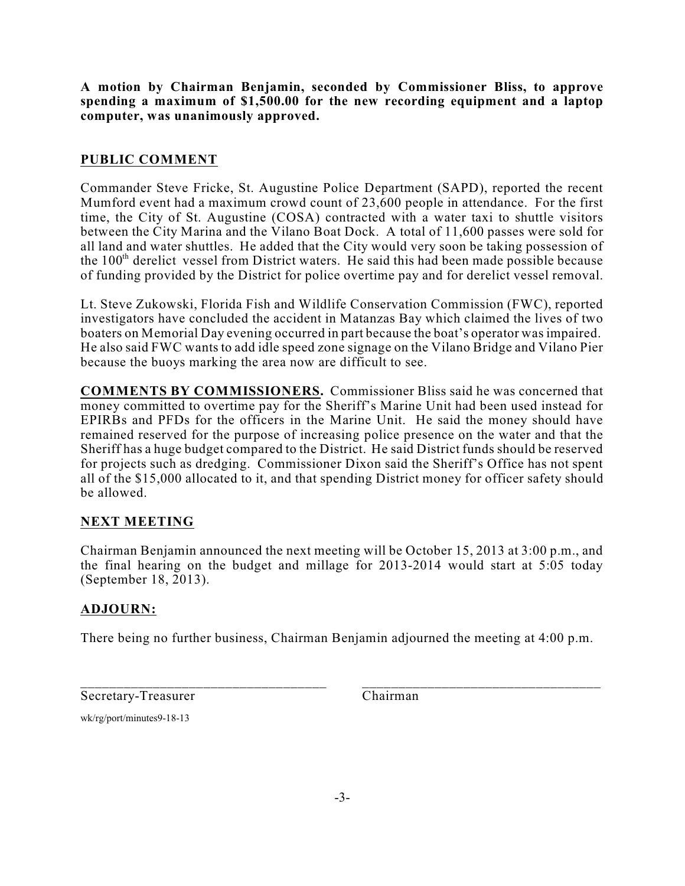**A motion by Chairman Benjamin, seconded by Commissioner Bliss, to approve spending a maximum of $1,500.00 for the new recording equipment and a laptop computer, was unanimously approved.**

## PUBLIC COMMENT

Commander Steve Fricke, St. Augustine Police Department (SAPD), reported the recent Mumford event had a maximum crowd count of 23,600 people in attendance. For the first time, the City of St. Augustine (COSA) contracted with a water taxi to shuttle visitors between the City Marina and the Vilano Boat Dock. A total of 11,600 passes were sold for all land and water shuttles. He added that the City would very soon be taking possession of the 100th derelict vessel from District waters. He said this had been made possible because of funding provided by the District for police overtime pay and for derelict vessel removal.

Lt. Steve Zukowski, Florida Fish and Wildlife Conservation Commission (FWC), reported investigators have concluded the accident in Matanzas Bay which claimed the lives of two boaters on Memorial Day evening occurred in part because the boat's operator was impaired. He also said FWC wants to add idle speed zone signage on the Vilano Bridge and Vilano Pier because the buoys marking the area now are difficult to see.

**COMMENTS BY COMMISSIONERS.** Commissioner Bliss said he was concerned that money committed to overtime pay for the Sheriff's Marine Unit had been used instead for EPIRBs and PFDs for the officers in the Marine Unit. He said the money should have remained reserved for the purpose of increasing police presence on the water and that the Sheriff has a huge budget compared to the District. He said District funds should be reserved for projects such as dredging. Commissioner Dixon said the Sheriff's Office has not spent all of the $15,000 allocated to it, and that spending District money for officer safety should be allowed.

## NEXT MEETING

Chairman Benjamin announced the next meeting will be October 15, 2013 at 3:00 p.m., and the final hearing on the budget and millage for 2013-2014 would start at 5:05 today (September 18, 2013).

## ADJOURN:

There being no further business, Chairman Benjamin adjourned the meeting at 4:00 p.m.

\_\_\_\_\_\_\_\_\_\_\_\_\_\_\_\_\_\_\_\_\_\_\_\_\_\_\_\_\_\_\_\_\_\_\_ \_\_\_\_\_\_\_\_\_\_\_\_\_\_\_\_\_\_\_\_\_\_\_\_\_\_\_\_\_\_\_\_\_\_\_

Secretary-Treasurer Chairman

wk/rg/port/minutes9-18-13